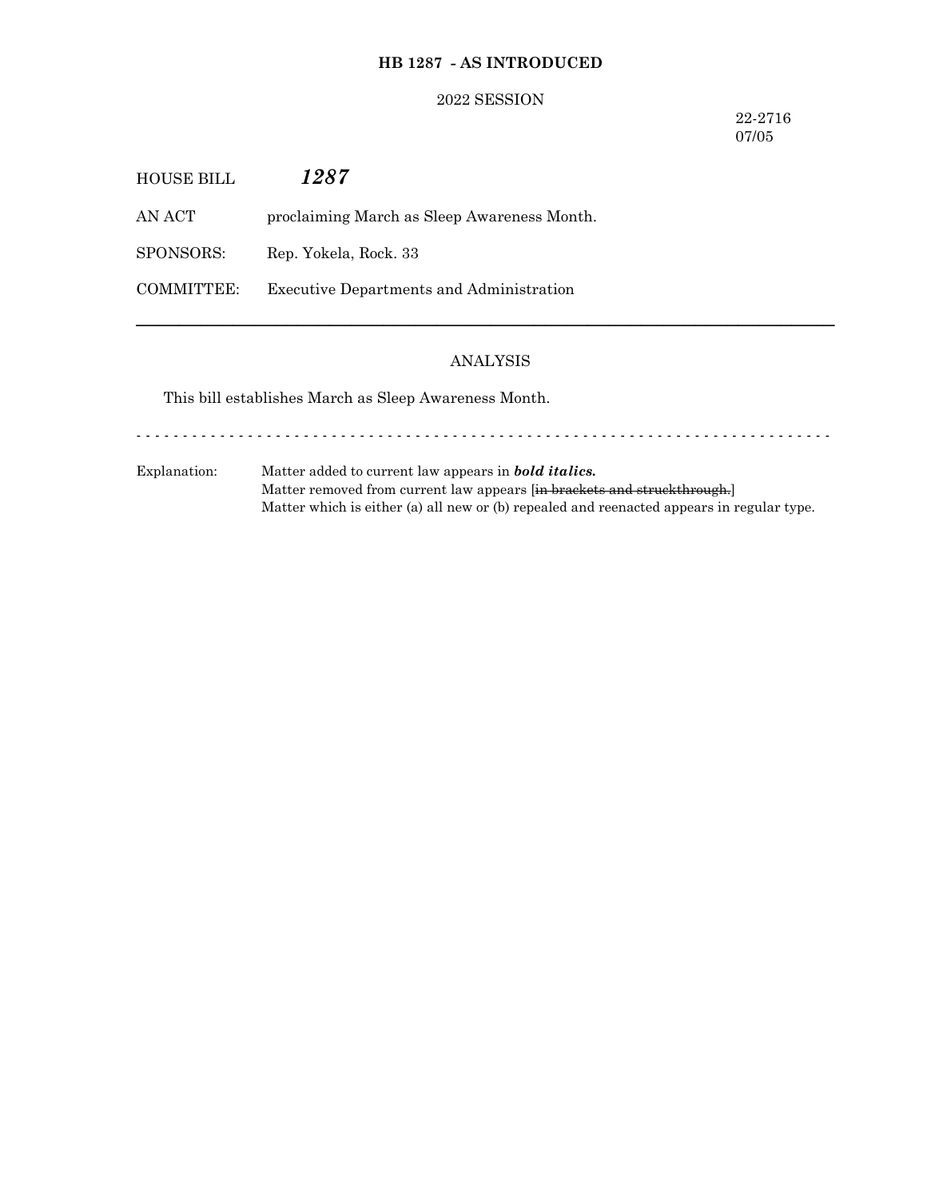**HB 1287 - AS INTRODUCED**

2022 SESSION

22-2716
07/05

HOUSE BILL ***1287***

AN ACT proclaiming March as Sleep Awareness Month.

SPONSORS: Rep. Yokela, Rock. 33

COMMITTEE: Executive Departments and Administration

---

ANALYSIS

This bill establishes March as Sleep Awareness Month.

- - - - - - - - - - - - - - - - - - - - - - - - - - - - - - - - - - - - - - - - - - - - - - - - - - - - - - - - - - - - - - - - - - - - - - - - -

Explanation: Matter added to current law appears in ***bold italics.***
Matter removed from current law appears [~~in brackets and struckthrough.~~]
Matter which is either (a) all new or (b) repealed and reenacted appears in regular type.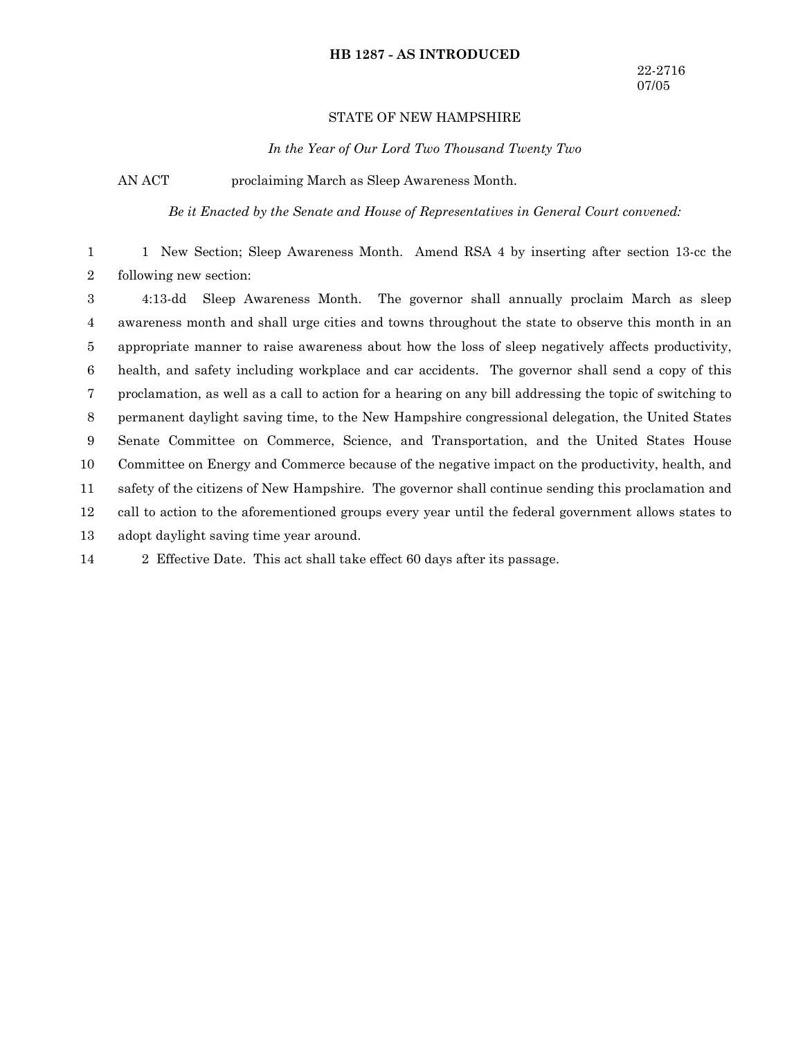**HB 1287 - AS INTRODUCED**

22-2716
07/05

STATE OF NEW HAMPSHIRE

*In the Year of Our Lord Two Thousand Twenty Two*

AN ACT proclaiming March as Sleep Awareness Month.

*Be it Enacted by the Senate and House of Representatives in General Court convened:*

1 New Section; Sleep Awareness Month. Amend RSA 4 by inserting after section 13-cc the following new section:

4:13-dd Sleep Awareness Month. The governor shall annually proclaim March as sleep awareness month and shall urge cities and towns throughout the state to observe this month in an appropriate manner to raise awareness about how the loss of sleep negatively affects productivity, health, and safety including workplace and car accidents. The governor shall send a copy of this proclamation, as well as a call to action for a hearing on any bill addressing the topic of switching to permanent daylight saving time, to the New Hampshire congressional delegation, the United States Senate Committee on Commerce, Science, and Transportation, and the United States House Committee on Energy and Commerce because of the negative impact on the productivity, health, and safety of the citizens of New Hampshire. The governor shall continue sending this proclamation and call to action to the aforementioned groups every year until the federal government allows states to adopt daylight saving time year around.

2 Effective Date. This act shall take effect 60 days after its passage.